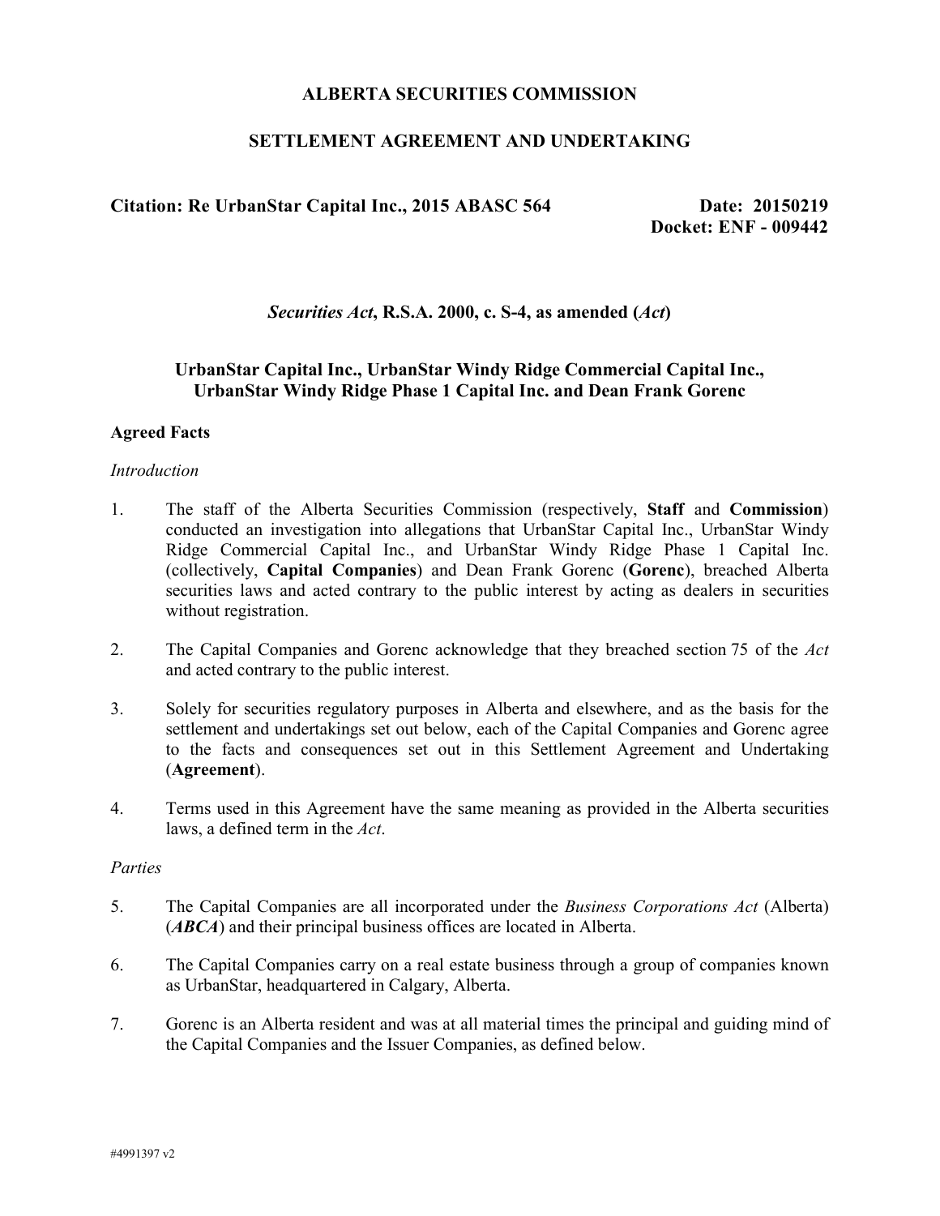# ALBERTA SECURITIES COMMISSION

## SETTLEMENT AGREEMENT AND UNDERTAKING

**Citation: Re UrbanStar Capital Inc., 2015 ABASC 564** | **Date: 20150219**
**Docket: ENF - 009442**

***Securities Act*, R.S.A. 2000, c. S-4, as amended (*Act*)**

**UrbanStar Capital Inc., UrbanStar Windy Ridge Commercial Capital Inc., UrbanStar Windy Ridge Phase 1 Capital Inc. and Dean Frank Gorenc**

### Agreed Facts

*Introduction*

1. The staff of the Alberta Securities Commission (respectively, **Staff** and **Commission**) conducted an investigation into allegations that UrbanStar Capital Inc., UrbanStar Windy Ridge Commercial Capital Inc., and UrbanStar Windy Ridge Phase 1 Capital Inc. (collectively, **Capital Companies**) and Dean Frank Gorenc (**Gorenc**), breached Alberta securities laws and acted contrary to the public interest by acting as dealers in securities without registration.

2. The Capital Companies and Gorenc acknowledge that they breached section 75 of the *Act* and acted contrary to the public interest.

3. Solely for securities regulatory purposes in Alberta and elsewhere, and as the basis for the settlement and undertakings set out below, each of the Capital Companies and Gorenc agree to the facts and consequences set out in this Settlement Agreement and Undertaking (**Agreement**).

4. Terms used in this Agreement have the same meaning as provided in the Alberta securities laws, a defined term in the *Act*.

*Parties*

5. The Capital Companies are all incorporated under the *Business Corporations Act* (Alberta) (***ABCA***) and their principal business offices are located in Alberta.

6. The Capital Companies carry on a real estate business through a group of companies known as UrbanStar, headquartered in Calgary, Alberta.

7. Gorenc is an Alberta resident and was at all material times the principal and guiding mind of the Capital Companies and the Issuer Companies, as defined below.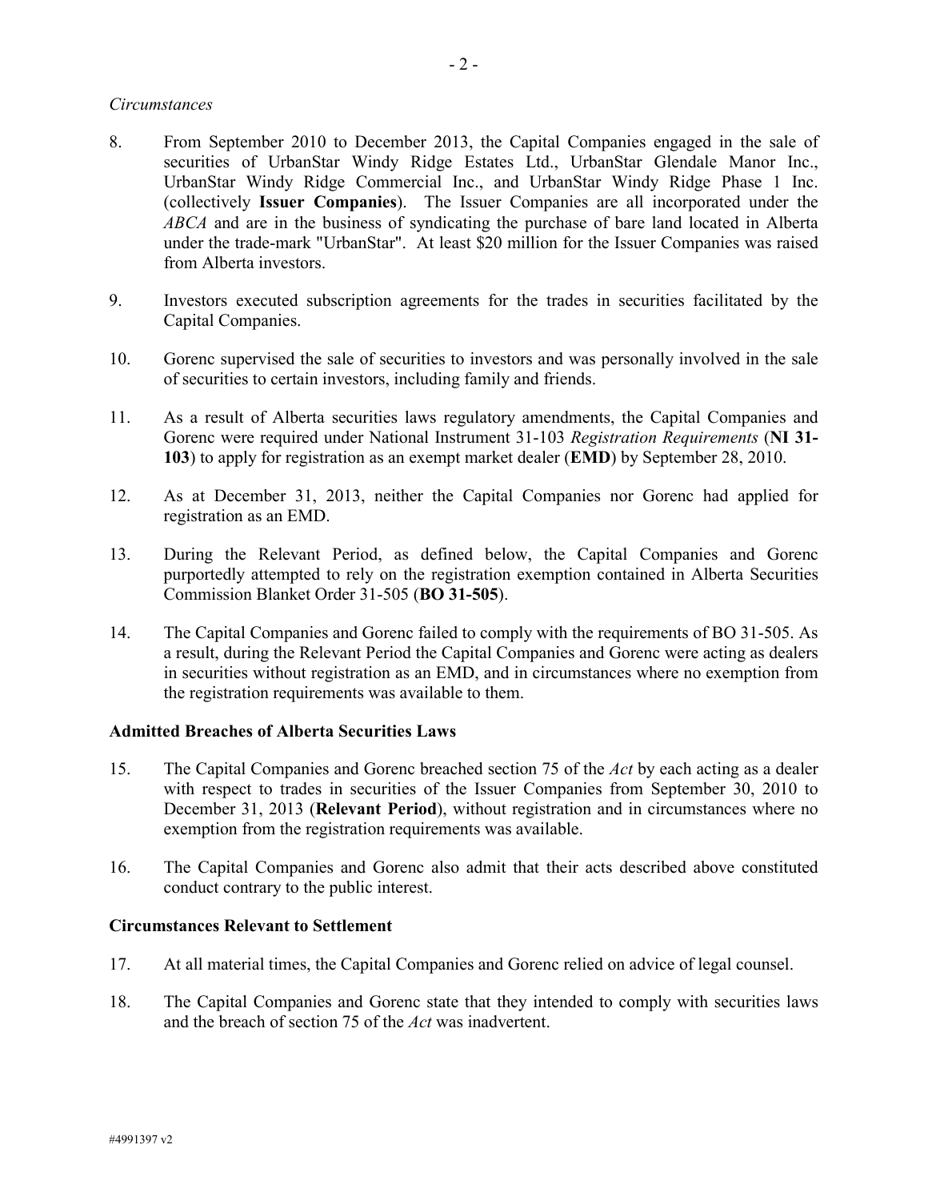*Circumstances*

8. From September 2010 to December 2013, the Capital Companies engaged in the sale of securities of UrbanStar Windy Ridge Estates Ltd., UrbanStar Glendale Manor Inc., UrbanStar Windy Ridge Commercial Inc., and UrbanStar Windy Ridge Phase 1 Inc. (collectively **Issuer Companies**). The Issuer Companies are all incorporated under the *ABCA* and are in the business of syndicating the purchase of bare land located in Alberta under the trade-mark "UrbanStar". At least $20 million for the Issuer Companies was raised from Alberta investors.

9. Investors executed subscription agreements for the trades in securities facilitated by the Capital Companies.

10. Gorenc supervised the sale of securities to investors and was personally involved in the sale of securities to certain investors, including family and friends.

11. As a result of Alberta securities laws regulatory amendments, the Capital Companies and Gorenc were required under National Instrument 31-103 *Registration Requirements* (**NI 31-103**) to apply for registration as an exempt market dealer (**EMD**) by September 28, 2010.

12. As at December 31, 2013, neither the Capital Companies nor Gorenc had applied for registration as an EMD.

13. During the Relevant Period, as defined below, the Capital Companies and Gorenc purportedly attempted to rely on the registration exemption contained in Alberta Securities Commission Blanket Order 31-505 (**BO 31-505**).

14. The Capital Companies and Gorenc failed to comply with the requirements of BO 31-505. As a result, during the Relevant Period the Capital Companies and Gorenc were acting as dealers in securities without registration as an EMD, and in circumstances where no exemption from the registration requirements was available to them.

**Admitted Breaches of Alberta Securities Laws**

15. The Capital Companies and Gorenc breached section 75 of the *Act* by each acting as a dealer with respect to trades in securities of the Issuer Companies from September 30, 2010 to December 31, 2013 (**Relevant Period**), without registration and in circumstances where no exemption from the registration requirements was available.

16. The Capital Companies and Gorenc also admit that their acts described above constituted conduct contrary to the public interest.

**Circumstances Relevant to Settlement**

17. At all material times, the Capital Companies and Gorenc relied on advice of legal counsel.

18. The Capital Companies and Gorenc state that they intended to comply with securities laws and the breach of section 75 of the *Act* was inadvertent.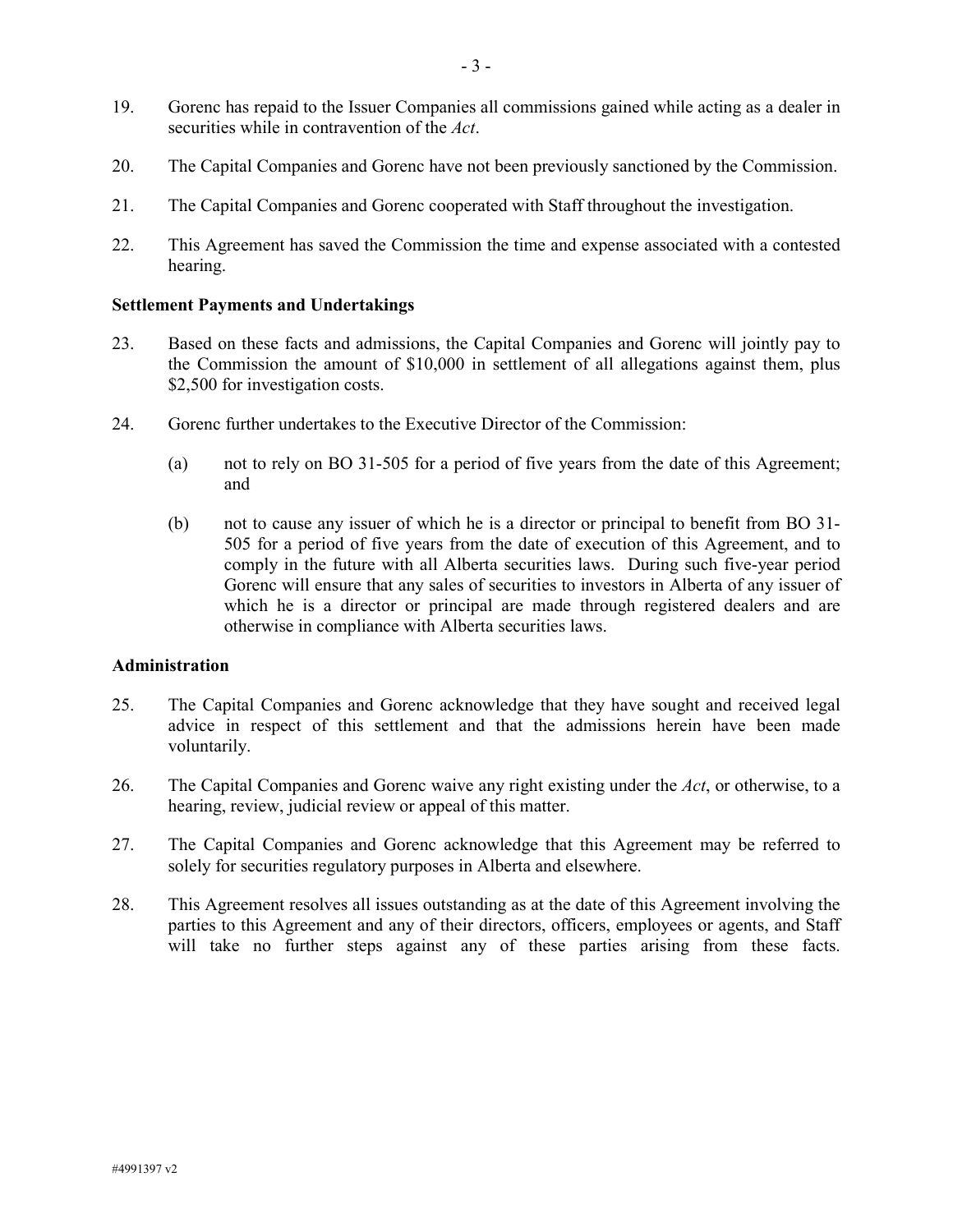19. Gorenc has repaid to the Issuer Companies all commissions gained while acting as a dealer in securities while in contravention of the *Act*.

20. The Capital Companies and Gorenc have not been previously sanctioned by the Commission.

21. The Capital Companies and Gorenc cooperated with Staff throughout the investigation.

22. This Agreement has saved the Commission the time and expense associated with a contested hearing.

**Settlement Payments and Undertakings**

23. Based on these facts and admissions, the Capital Companies and Gorenc will jointly pay to the Commission the amount of $10,000 in settlement of all allegations against them, plus $2,500 for investigation costs.

24. Gorenc further undertakes to the Executive Director of the Commission:

    (a) not to rely on BO 31-505 for a period of five years from the date of this Agreement; and

    (b) not to cause any issuer of which he is a director or principal to benefit from BO 31-505 for a period of five years from the date of execution of this Agreement, and to comply in the future with all Alberta securities laws. During such five-year period Gorenc will ensure that any sales of securities to investors in Alberta of any issuer of which he is a director or principal are made through registered dealers and are otherwise in compliance with Alberta securities laws.

**Administration**

25. The Capital Companies and Gorenc acknowledge that they have sought and received legal advice in respect of this settlement and that the admissions herein have been made voluntarily.

26. The Capital Companies and Gorenc waive any right existing under the *Act*, or otherwise, to a hearing, review, judicial review or appeal of this matter.

27. The Capital Companies and Gorenc acknowledge that this Agreement may be referred to solely for securities regulatory purposes in Alberta and elsewhere.

28. This Agreement resolves all issues outstanding as at the date of this Agreement involving the parties to this Agreement and any of their directors, officers, employees or agents, and Staff will take no further steps against any of these parties arising from these facts.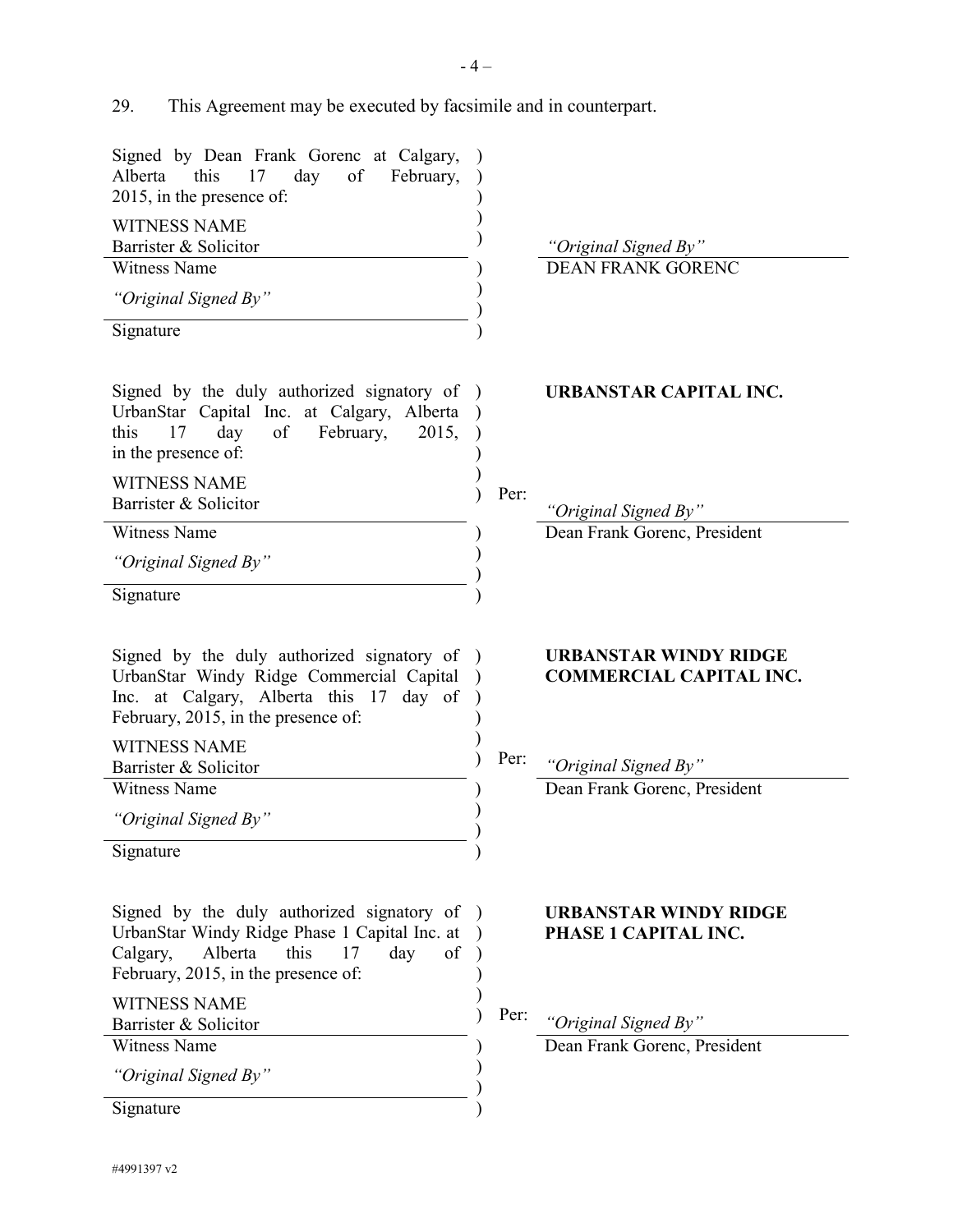29. This Agreement may be executed by facsimile and in counterpart.

| | |
|---|---|
| Signed by Dean Frank Gorenc at Calgary, Alberta this 17 day of February, 2015, in the presence of: | |
| WITNESS NAME<br>Barrister & Solicitor | *"Original Signed By"* |
| Witness Name | DEAN FRANK GORENC |
| *"Original Signed By"* | |
| Signature | |

| | |
|---|---|
| Signed by the duly authorized signatory of UrbanStar Capital Inc. at Calgary, Alberta this 17 day of February, 2015, in the presence of: | **URBANSTAR CAPITAL INC.** |
| WITNESS NAME<br>Barrister & Solicitor | Per: *"Original Signed By"* |
| Witness Name | Dean Frank Gorenc, President |
| *"Original Signed By"* | |
| Signature | |

| | |
|---|---|
| Signed by the duly authorized signatory of UrbanStar Windy Ridge Commercial Capital Inc. at Calgary, Alberta this 17 day of February, 2015, in the presence of: | **URBANSTAR WINDY RIDGE COMMERCIAL CAPITAL INC.** |
| WITNESS NAME<br>Barrister & Solicitor | Per: *"Original Signed By"* |
| Witness Name | Dean Frank Gorenc, President |
| *"Original Signed By"* | |
| Signature | |

| | |
|---|---|
| Signed by the duly authorized signatory of UrbanStar Windy Ridge Phase 1 Capital Inc. at Calgary, Alberta this 17 day of February, 2015, in the presence of: | **URBANSTAR WINDY RIDGE PHASE 1 CAPITAL INC.** |
| WITNESS NAME<br>Barrister & Solicitor | Per: *"Original Signed By"* |
| Witness Name | Dean Frank Gorenc, President |
| *"Original Signed By"* | |
| Signature | |

#4991397 v2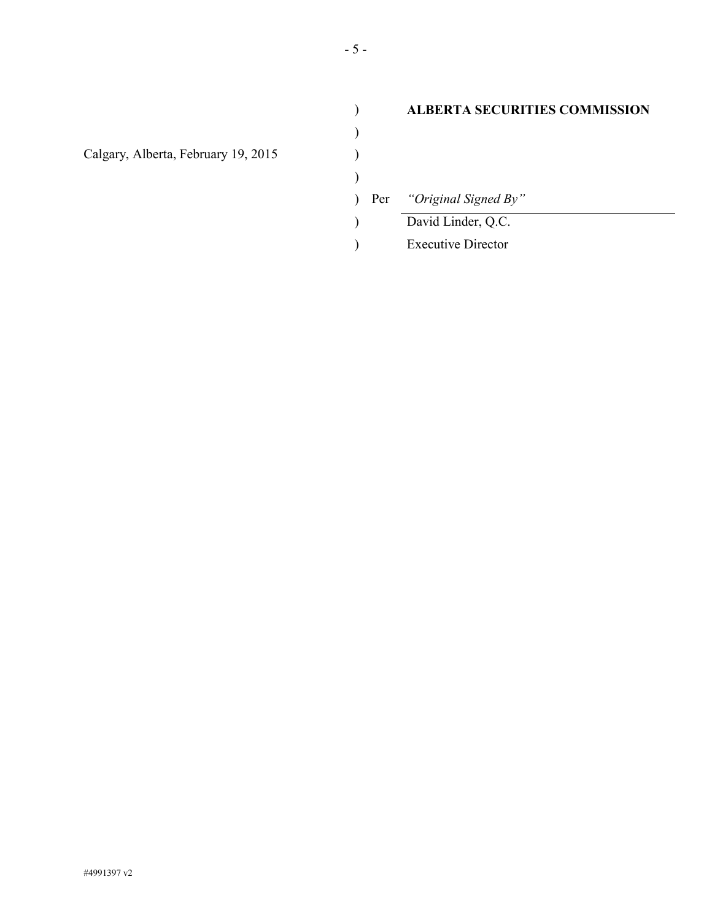Calgary, Alberta, February 19, 2015

**ALBERTA SECURITIES COMMISSION**

Per *"Original Signed By"*

David Linder, Q.C.

Executive Director

#4991397 v2